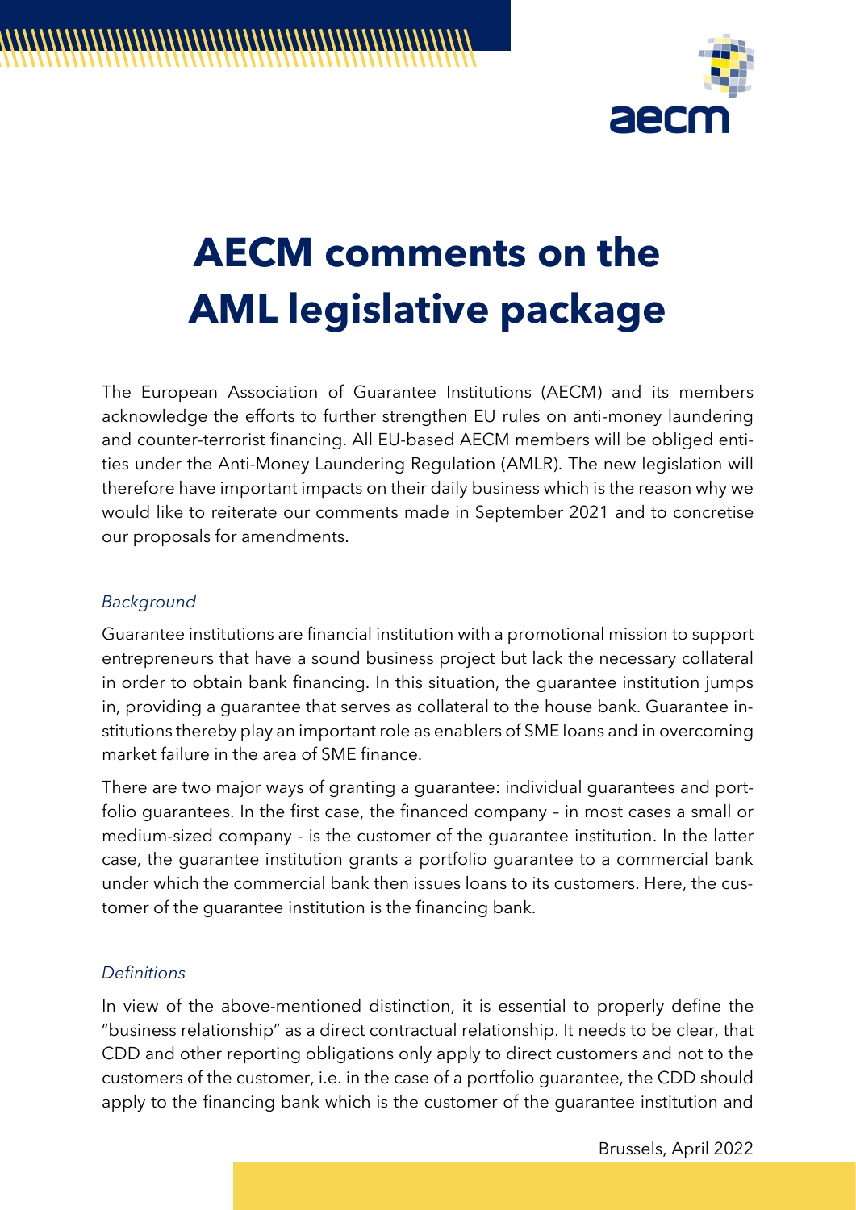# AECM comments on the AML legislative package

The European Association of Guarantee Institutions (AECM) and its members acknowledge the efforts to further strengthen EU rules on anti-money laundering and counter-terrorist financing. All EU-based AECM members will be obliged entities under the Anti-Money Laundering Regulation (AMLR). The new legislation will therefore have important impacts on their daily business which is the reason why we would like to reiterate our comments made in September 2021 and to concretise our proposals for amendments.

*Background*

Guarantee institutions are financial institution with a promotional mission to support entrepreneurs that have a sound business project but lack the necessary collateral in order to obtain bank financing. In this situation, the guarantee institution jumps in, providing a guarantee that serves as collateral to the house bank. Guarantee institutions thereby play an important role as enablers of SME loans and in overcoming market failure in the area of SME finance.

There are two major ways of granting a guarantee: individual guarantees and portfolio guarantees. In the first case, the financed company – in most cases a small or medium-sized company - is the customer of the guarantee institution. In the latter case, the guarantee institution grants a portfolio guarantee to a commercial bank under which the commercial bank then issues loans to its customers. Here, the customer of the guarantee institution is the financing bank.

*Definitions*

In view of the above-mentioned distinction, it is essential to properly define the "business relationship" as a direct contractual relationship. It needs to be clear, that CDD and other reporting obligations only apply to direct customers and not to the customers of the customer, i.e. in the case of a portfolio guarantee, the CDD should apply to the financing bank which is the customer of the guarantee institution and

Brussels, April 2022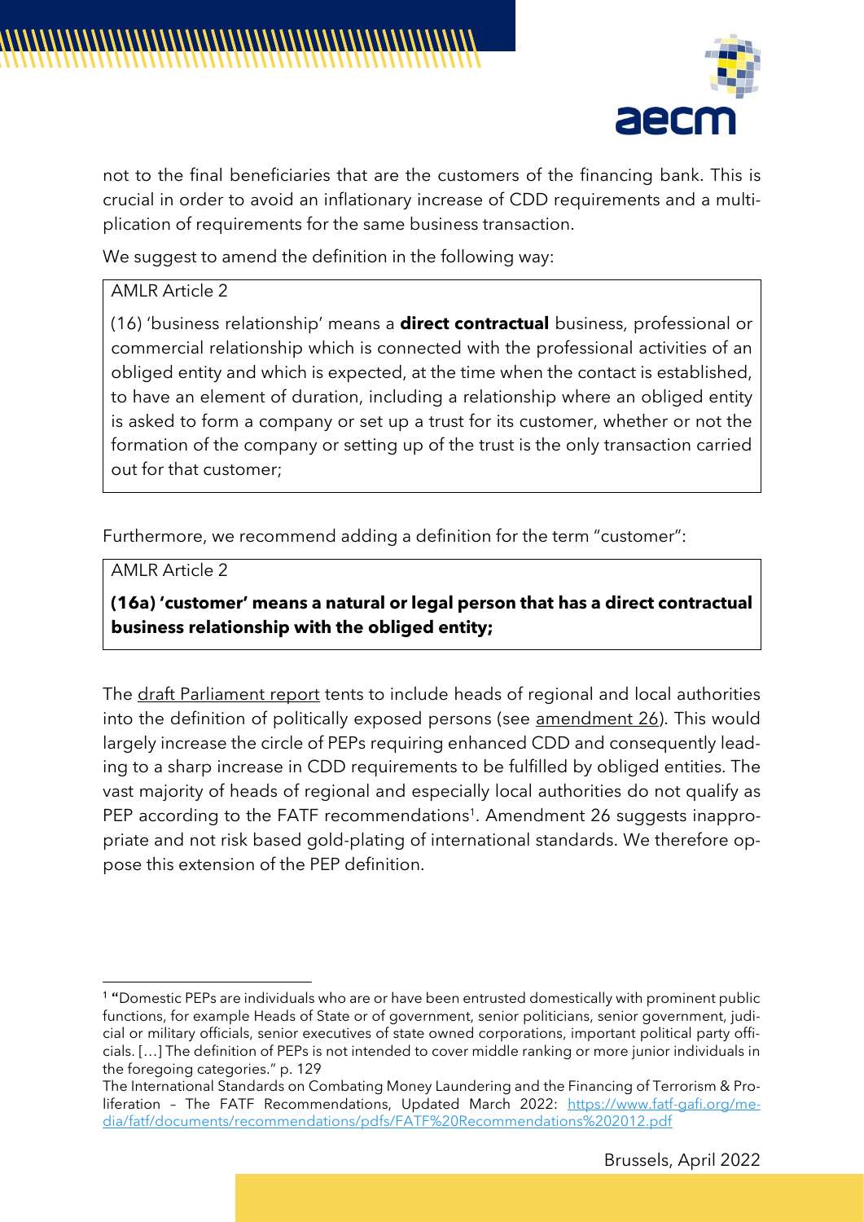not to the final beneficiaries that are the customers of the financing bank. This is crucial in order to avoid an inflationary increase of CDD requirements and a multiplication of requirements for the same business transaction.

We suggest to amend the definition in the following way:

> AMLR Article 2
>
> (16) 'business relationship' means a **direct contractual** business, professional or commercial relationship which is connected with the professional activities of an obliged entity and which is expected, at the time when the contact is established, to have an element of duration, including a relationship where an obliged entity is asked to form a company or set up a trust for its customer, whether or not the formation of the company or setting up of the trust is the only transaction carried out for that customer;

Furthermore, we recommend adding a definition for the term "customer":

> AMLR Article 2
>
> **(16a) 'customer' means a natural or legal person that has a direct contractual business relationship with the obliged entity;**

The draft Parliament report tents to include heads of regional and local authorities into the definition of politically exposed persons (see amendment 26). This would largely increase the circle of PEPs requiring enhanced CDD and consequently leading to a sharp increase in CDD requirements to be fulfilled by obliged entities. The vast majority of heads of regional and especially local authorities do not qualify as PEP according to the FATF recommendations[1]. Amendment 26 suggests inappropriate and not risk based gold-plating of international standards. We therefore oppose this extension of the PEP definition.

---

[1] "Domestic PEPs are individuals who are or have been entrusted domestically with prominent public functions, for example Heads of State or of government, senior politicians, senior government, judicial or military officials, senior executives of state owned corporations, important political party officials. […] The definition of PEPs is not intended to cover middle ranking or more junior individuals in the foregoing categories." p. 129

The International Standards on Combating Money Laundering and the Financing of Terrorism & Proliferation – The FATF Recommendations, Updated March 2022: https://www.fatf-gafi.org/media/fatf/documents/recommendations/pdfs/FATF%20Recommendations%202012.pdf

Brussels, April 2022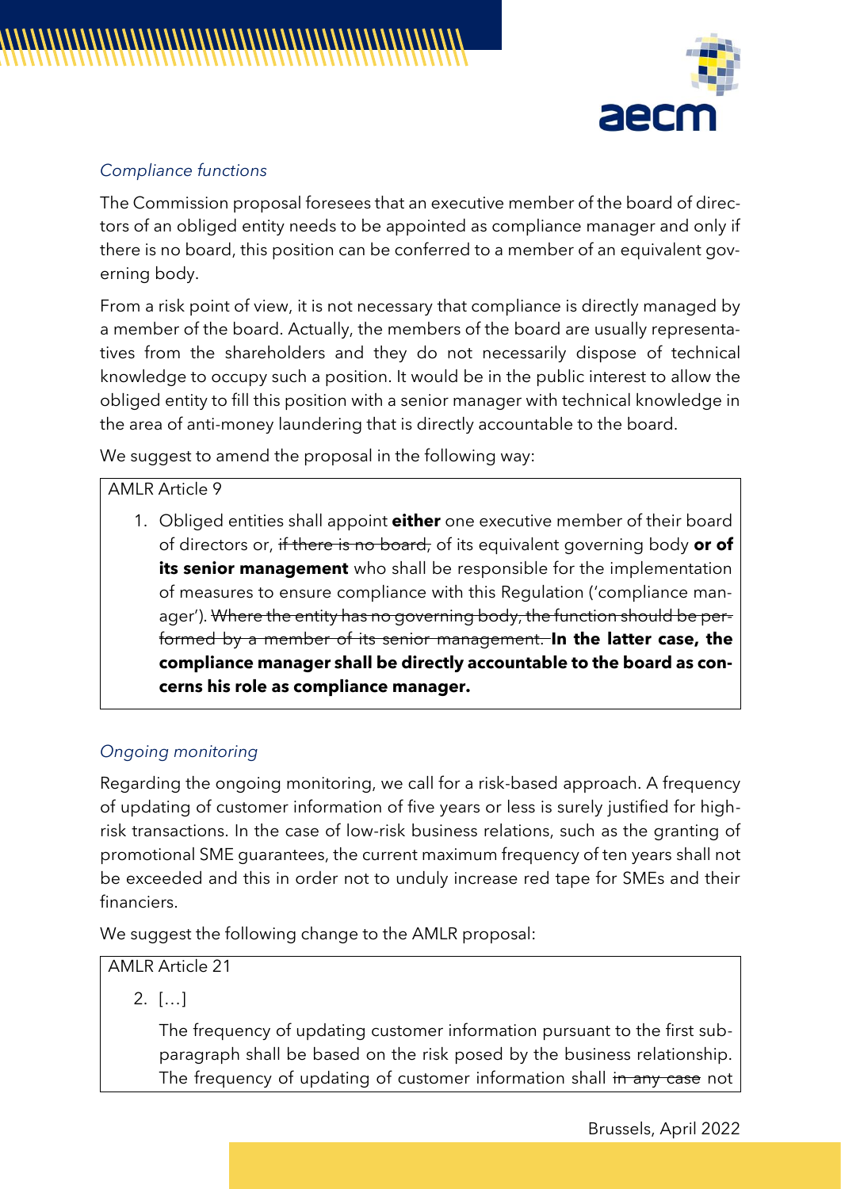*Compliance functions*

The Commission proposal foresees that an executive member of the board of directors of an obliged entity needs to be appointed as compliance manager and only if there is no board, this position can be conferred to a member of an equivalent governing body.

From a risk point of view, it is not necessary that compliance is directly managed by a member of the board. Actually, the members of the board are usually representatives from the shareholders and they do not necessarily dispose of technical knowledge to occupy such a position. It would be in the public interest to allow the obliged entity to fill this position with a senior manager with technical knowledge in the area of anti-money laundering that is directly accountable to the board.

We suggest to amend the proposal in the following way:

> AMLR Article 9
>
> 1. Obliged entities shall appoint **either** one executive member of their board of directors or, ~~if there is no board,~~ of its equivalent governing body **or of its senior management** who shall be responsible for the implementation of measures to ensure compliance with this Regulation ('compliance manager'). ~~Where the entity has no governing body, the function should be performed by a member of its senior management.~~ **In the latter case, the compliance manager shall be directly accountable to the board as concerns his role as compliance manager.**

*Ongoing monitoring*

Regarding the ongoing monitoring, we call for a risk-based approach. A frequency of updating of customer information of five years or less is surely justified for high-risk transactions. In the case of low-risk business relations, such as the granting of promotional SME guarantees, the current maximum frequency of ten years shall not be exceeded and this in order not to unduly increase red tape for SMEs and their financiers.

We suggest the following change to the AMLR proposal:

> AMLR Article 21
>
> 2. […]
>
> The frequency of updating customer information pursuant to the first subparagraph shall be based on the risk posed by the business relationship. The frequency of updating of customer information shall ~~in any case~~ not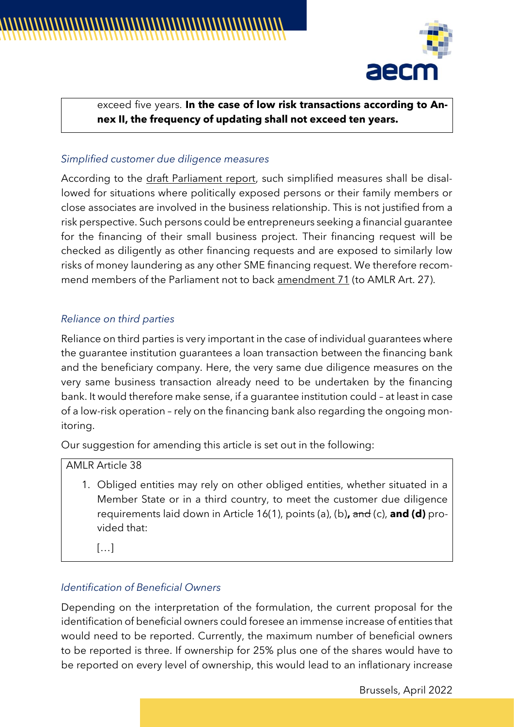exceed five years. **In the case of low risk transactions according to Annex II, the frequency of updating shall not exceed ten years.**

*Simplified customer due diligence measures*

According to the draft Parliament report, such simplified measures shall be disallowed for situations where politically exposed persons or their family members or close associates are involved in the business relationship. This is not justified from a risk perspective. Such persons could be entrepreneurs seeking a financial guarantee for the financing of their small business project. Their financing request will be checked as diligently as other financing requests and are exposed to similarly low risks of money laundering as any other SME financing request. We therefore recommend members of the Parliament not to back amendment 71 (to AMLR Art. 27).

*Reliance on third parties*

Reliance on third parties is very important in the case of individual guarantees where the guarantee institution guarantees a loan transaction between the financing bank and the beneficiary company. Here, the very same due diligence measures on the very same business transaction already need to be undertaken by the financing bank. It would therefore make sense, if a guarantee institution could – at least in case of a low-risk operation – rely on the financing bank also regarding the ongoing monitoring.

Our suggestion for amending this article is set out in the following:

AMLR Article 38

1. Obliged entities may rely on other obliged entities, whether situated in a Member State or in a third country, to meet the customer due diligence requirements laid down in Article 16(1), points (a), (b)**,** ~~and~~ (c), **and (d)** provided that:

   […]

*Identification of Beneficial Owners*

Depending on the interpretation of the formulation, the current proposal for the identification of beneficial owners could foresee an immense increase of entities that would need to be reported. Currently, the maximum number of beneficial owners to be reported is three. If ownership for 25% plus one of the shares would have to be reported on every level of ownership, this would lead to an inflationary increase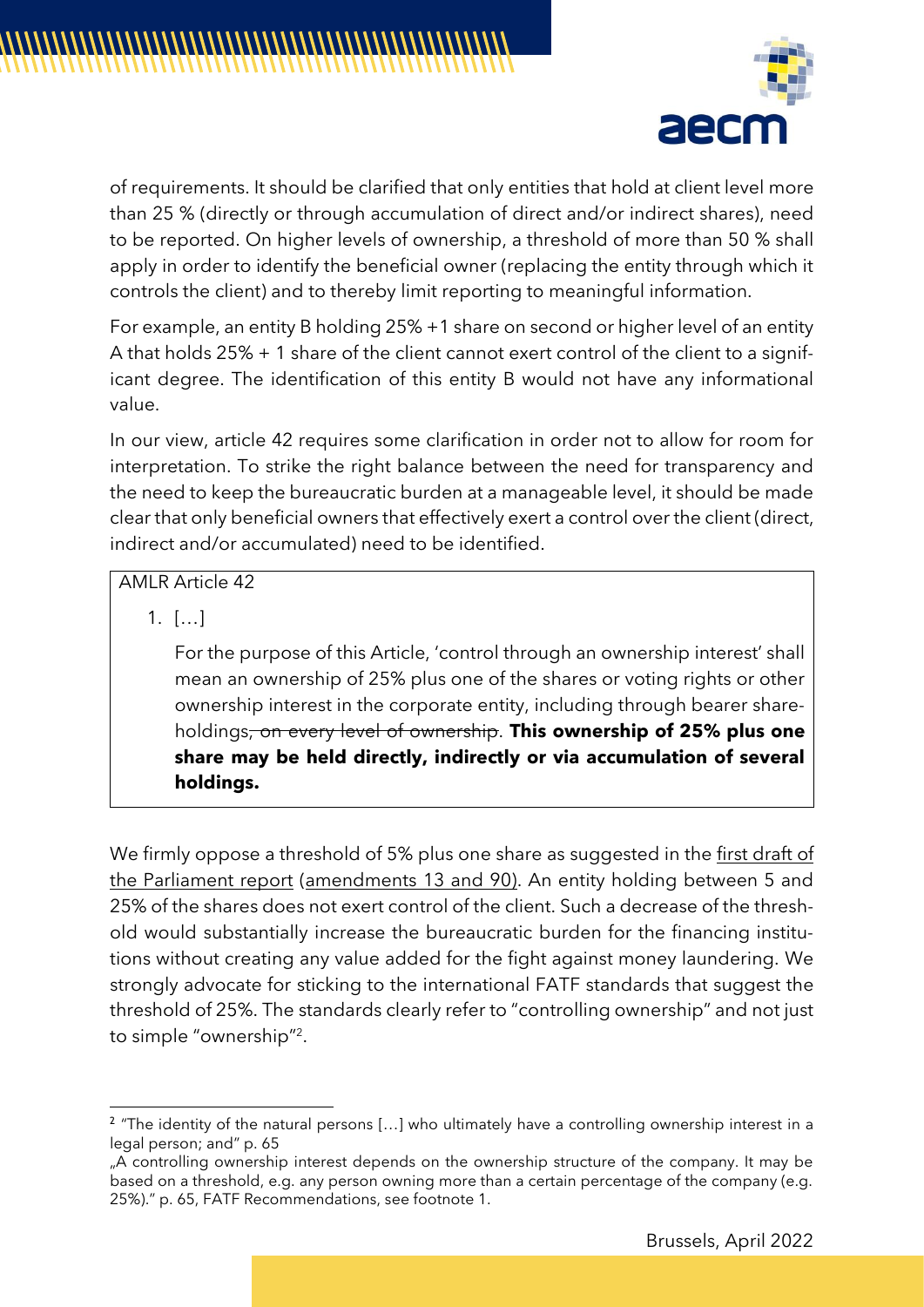of requirements. It should be clarified that only entities that hold at client level more than 25 % (directly or through accumulation of direct and/or indirect shares), need to be reported. On higher levels of ownership, a threshold of more than 50 % shall apply in order to identify the beneficial owner (replacing the entity through which it controls the client) and to thereby limit reporting to meaningful information.

For example, an entity B holding 25% +1 share on second or higher level of an entity A that holds 25% + 1 share of the client cannot exert control of the client to a significant degree. The identification of this entity B would not have any informational value.

In our view, article 42 requires some clarification in order not to allow for room for interpretation. To strike the right balance between the need for transparency and the need to keep the bureaucratic burden at a manageable level, it should be made clear that only beneficial owners that effectively exert a control over the client (direct, indirect and/or accumulated) need to be identified.

> AMLR Article 42
>
> 1. […]
>
>    For the purpose of this Article, 'control through an ownership interest' shall mean an ownership of 25% plus one of the shares or voting rights or other ownership interest in the corporate entity, including through bearer shareholdings~~, on every level of ownership~~. **This ownership of 25% plus one share may be held directly, indirectly or via accumulation of several holdings.**

We firmly oppose a threshold of 5% plus one share as suggested in the first draft of the Parliament report (amendments 13 and 90). An entity holding between 5 and 25% of the shares does not exert control of the client. Such a decrease of the threshold would substantially increase the bureaucratic burden for the financing institutions without creating any value added for the fight against money laundering. We strongly advocate for sticking to the international FATF standards that suggest the threshold of 25%. The standards clearly refer to "controlling ownership" and not just to simple "ownership"[2].

[2] "The identity of the natural persons […] who ultimately have a controlling ownership interest in a legal person; and" p. 65

„A controlling ownership interest depends on the ownership structure of the company. It may be based on a threshold, e.g. any person owning more than a certain percentage of the company (e.g. 25%)." p. 65, FATF Recommendations, see footnote 1.

Brussels, April 2022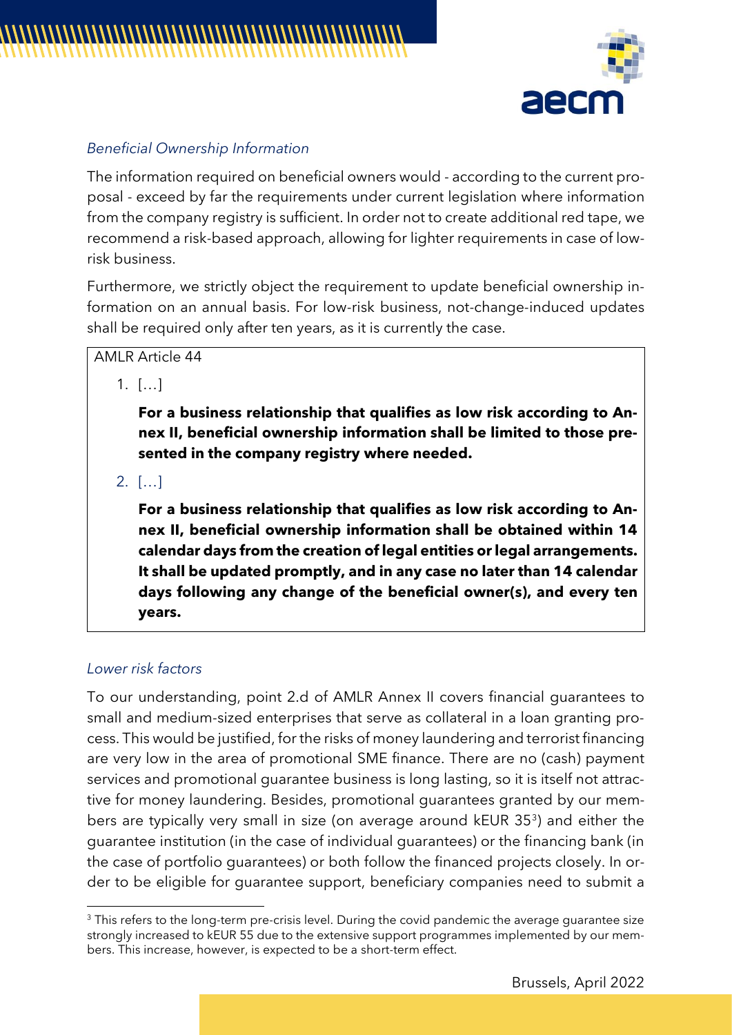*Beneficial Ownership Information*

The information required on beneficial owners would - according to the current proposal - exceed by far the requirements under current legislation where information from the company registry is sufficient. In order not to create additional red tape, we recommend a risk-based approach, allowing for lighter requirements in case of low-risk business.

Furthermore, we strictly object the requirement to update beneficial ownership information on an annual basis. For low-risk business, not-change-induced updates shall be required only after ten years, as it is currently the case.

AMLR Article 44

1. […]

   **For a business relationship that qualifies as low risk according to Annex II, beneficial ownership information shall be limited to those presented in the company registry where needed.**

2. […]

   **For a business relationship that qualifies as low risk according to Annex II, beneficial ownership information shall be obtained within 14 calendar days from the creation of legal entities or legal arrangements. It shall be updated promptly, and in any case no later than 14 calendar days following any change of the beneficial owner(s), and every ten years.**

*Lower risk factors*

To our understanding, point 2.d of AMLR Annex II covers financial guarantees to small and medium-sized enterprises that serve as collateral in a loan granting process. This would be justified, for the risks of money laundering and terrorist financing are very low in the area of promotional SME finance. There are no (cash) payment services and promotional guarantee business is long lasting, so it is itself not attractive for money laundering. Besides, promotional guarantees granted by our members are typically very small in size (on average around kEUR 35[3]) and either the guarantee institution (in the case of individual guarantees) or the financing bank (in the case of portfolio guarantees) or both follow the financed projects closely. In order to be eligible for guarantee support, beneficiary companies need to submit a

[3] This refers to the long-term pre-crisis level. During the covid pandemic the average guarantee size strongly increased to kEUR 55 due to the extensive support programmes implemented by our members. This increase, however, is expected to be a short-term effect.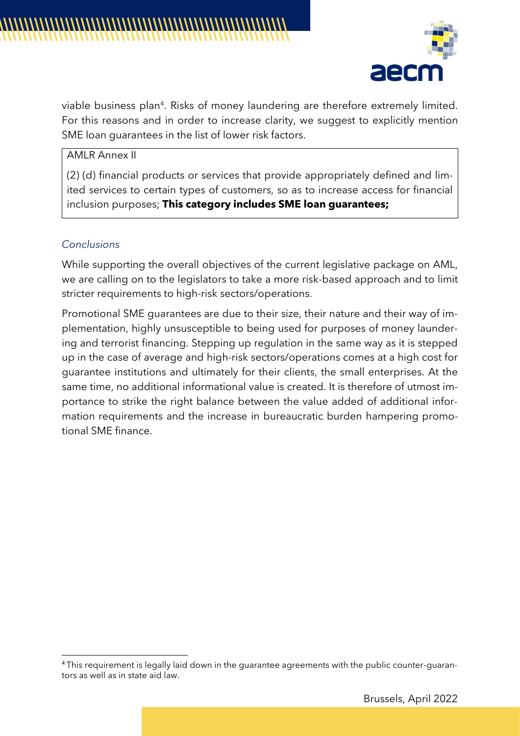viable business plan[4]. Risks of money laundering are therefore extremely limited. For this reasons and in order to increase clarity, we suggest to explicitly mention SME loan guarantees in the list of lower risk factors.

> AMLR Annex II
>
> (2) (d) financial products or services that provide appropriately defined and limited services to certain types of customers, so as to increase access for financial inclusion purposes; **This category includes SME loan guarantees;**

*Conclusions*

While supporting the overall objectives of the current legislative package on AML, we are calling on to the legislators to take a more risk-based approach and to limit stricter requirements to high-risk sectors/operations.

Promotional SME guarantees are due to their size, their nature and their way of implementation, highly unsusceptible to being used for purposes of money laundering and terrorist financing. Stepping up regulation in the same way as it is stepped up in the case of average and high-risk sectors/operations comes at a high cost for guarantee institutions and ultimately for their clients, the small enterprises. At the same time, no additional informational value is created. It is therefore of utmost importance to strike the right balance between the value added of additional information requirements and the increase in bureaucratic burden hampering promotional SME finance.

[4] This requirement is legally laid down in the guarantee agreements with the public counter-guarantors as well as in state aid law.

Brussels, April 2022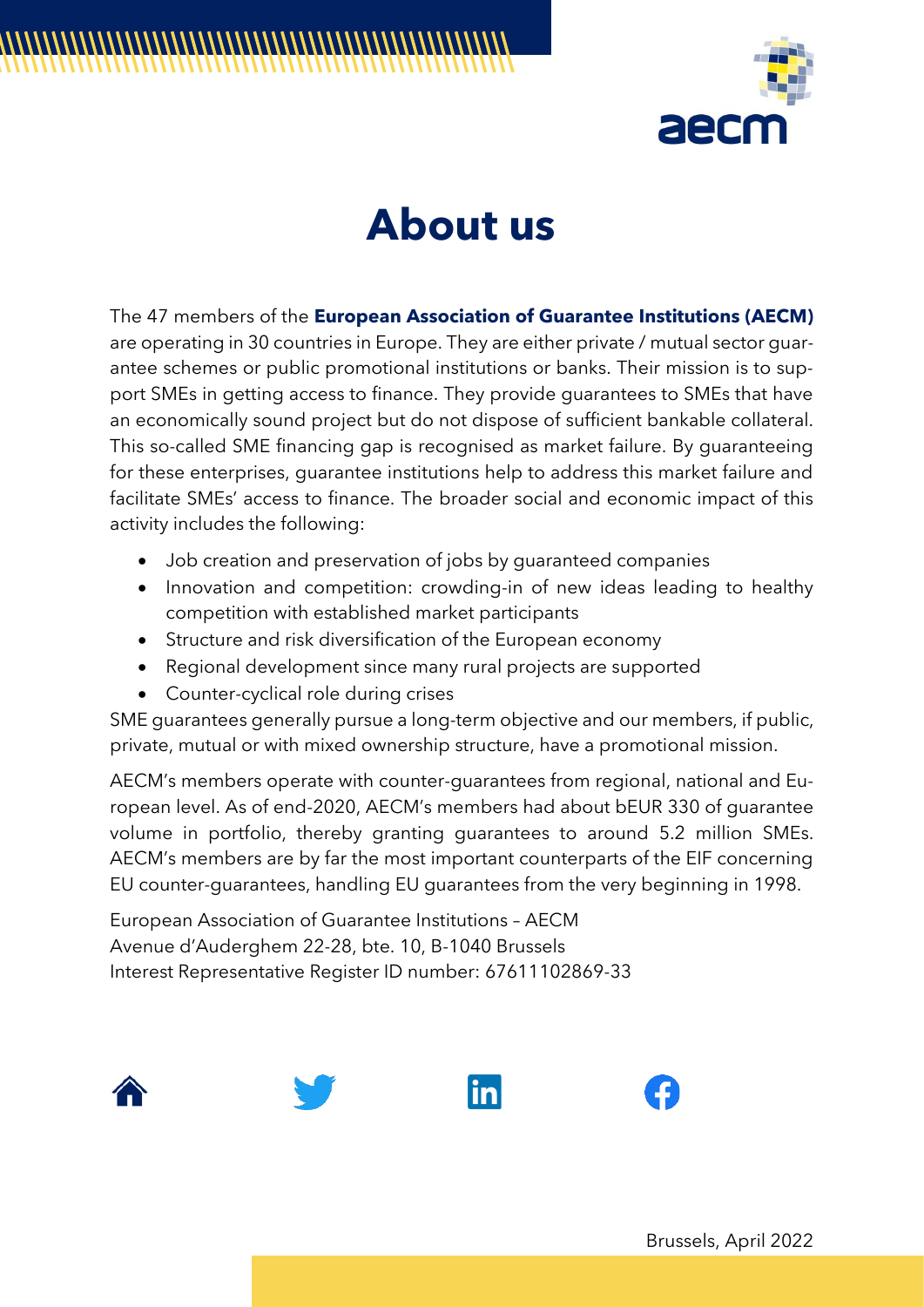# About us

The 47 members of the **European Association of Guarantee Institutions (AECM)** are operating in 30 countries in Europe. They are either private / mutual sector guarantee schemes or public promotional institutions or banks. Their mission is to support SMEs in getting access to finance. They provide guarantees to SMEs that have an economically sound project but do not dispose of sufficient bankable collateral. This so-called SME financing gap is recognised as market failure. By guaranteeing for these enterprises, guarantee institutions help to address this market failure and facilitate SMEs' access to finance. The broader social and economic impact of this activity includes the following:

- Job creation and preservation of jobs by guaranteed companies
- Innovation and competition: crowding-in of new ideas leading to healthy competition with established market participants
- Structure and risk diversification of the European economy
- Regional development since many rural projects are supported
- Counter-cyclical role during crises

SME guarantees generally pursue a long-term objective and our members, if public, private, mutual or with mixed ownership structure, have a promotional mission.

AECM's members operate with counter-guarantees from regional, national and European level. As of end-2020, AECM's members had about bEUR 330 of guarantee volume in portfolio, thereby granting guarantees to around 5.2 million SMEs. AECM's members are by far the most important counterparts of the EIF concerning EU counter-guarantees, handling EU guarantees from the very beginning in 1998.

European Association of Guarantee Institutions – AECM
Avenue d'Auderghem 22-28, bte. 10, B-1040 Brussels
Interest Representative Register ID number: 67611102869-33

Brussels, April 2022